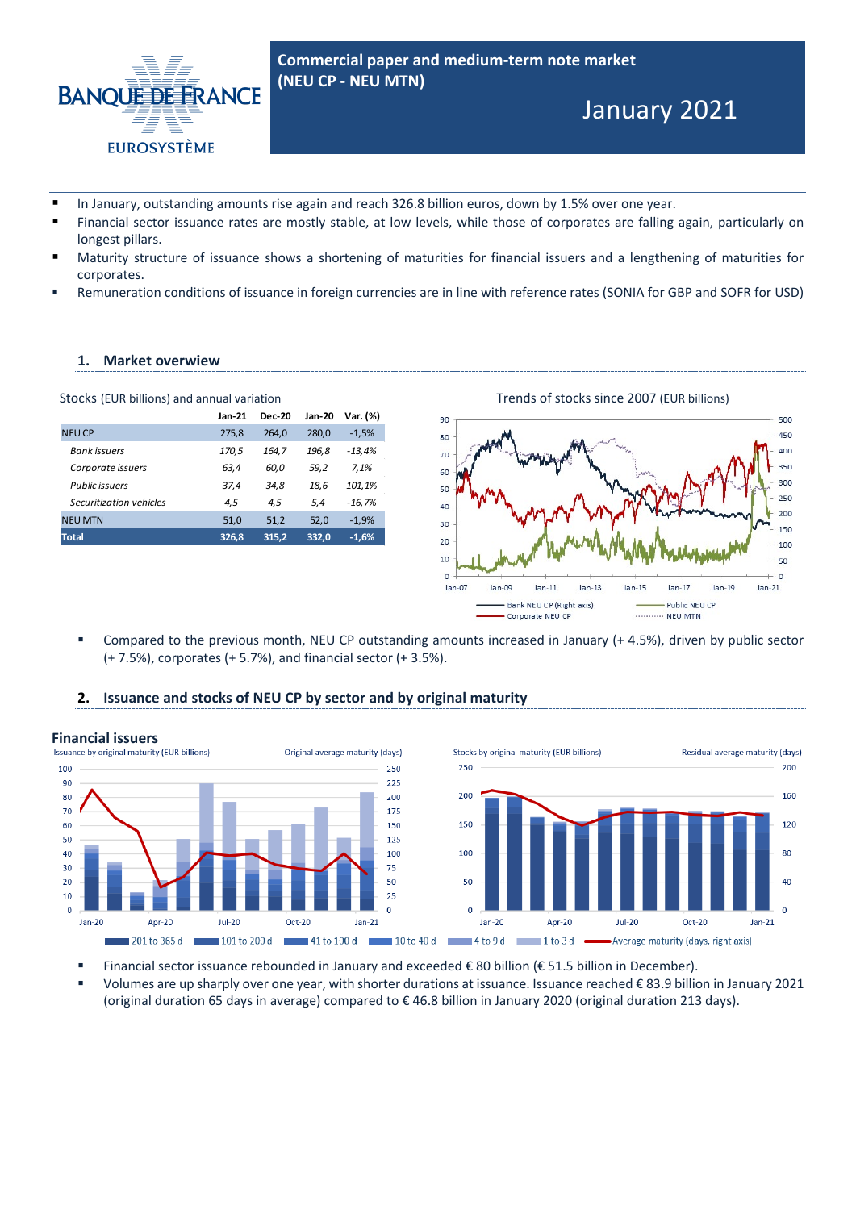Banque de France — Eurosystème

# Commercial paper and medium-term note market (NEU CP - NEU MTN)

## January 2021

- In January, outstanding amounts rise again and reach 326.8 billion euros, down by 1.5% over one year.
- Financial sector issuance rates are mostly stable, at low levels, while those of corporates are falling again, particularly on longest pillars.
- Maturity structure of issuance shows a shortening of maturities for financial issuers and a lengthening of maturities for corporates.
- Remuneration conditions of issuance in foreign currencies are in line with reference rates (SONIA for GBP and SOFR for USD)

## 1. Market overwiew

Stocks (EUR billions) and annual variation

| | Jan-21 | Dec-20 | Jan-20 | Var. (%) |
|---|---|---|---|---|
| NEU CP | 275,8 | 264,0 | 280,0 | -1,5% |
| *Bank issuers* | *170,5* | *164,7* | *196,8* | *-13,4%* |
| *Corporate issuers* | *63,4* | *60,0* | *59,2* | *7,1%* |
| *Public issuers* | *37,4* | *34,8* | *18,6* | *101,1%* |
| *Securitization vehicles* | *4,5* | *4,5* | *5,4* | *-16,7%* |
| NEU MTN | 51,0 | 51,2 | 52,0 | -1,9% |
| **Total** | **326,8** | **315,2** | **332,0** | **-1,6%** |

Trends of stocks since 2007 (EUR billions)

- Compared to the previous month, NEU CP outstanding amounts increased in January (+ 4.5%), driven by public sector (+ 7.5%), corporates (+ 5.7%), and financial sector (+ 3.5%).

## 2. Issuance and stocks of NEU CP by sector and by original maturity

### Financial issuers

Issuance by original maturity (EUR billions) — Original average maturity (days)

Stocks by original maturity (EUR billions) — Residual average maturity (days)

201 to 365 d | 101 to 200 d | 41 to 100 d | 10 to 40 d | 4 to 9 d | 1 to 3 d | Average maturity (days, right axis)

- Financial sector issuance rebounded in January and exceeded € 80 billion (€ 51.5 billion in December).
- Volumes are up sharply over one year, with shorter durations at issuance. Issuance reached € 83.9 billion in January 2021 (original duration 65 days in average) compared to € 46.8 billion in January 2020 (original duration 213 days).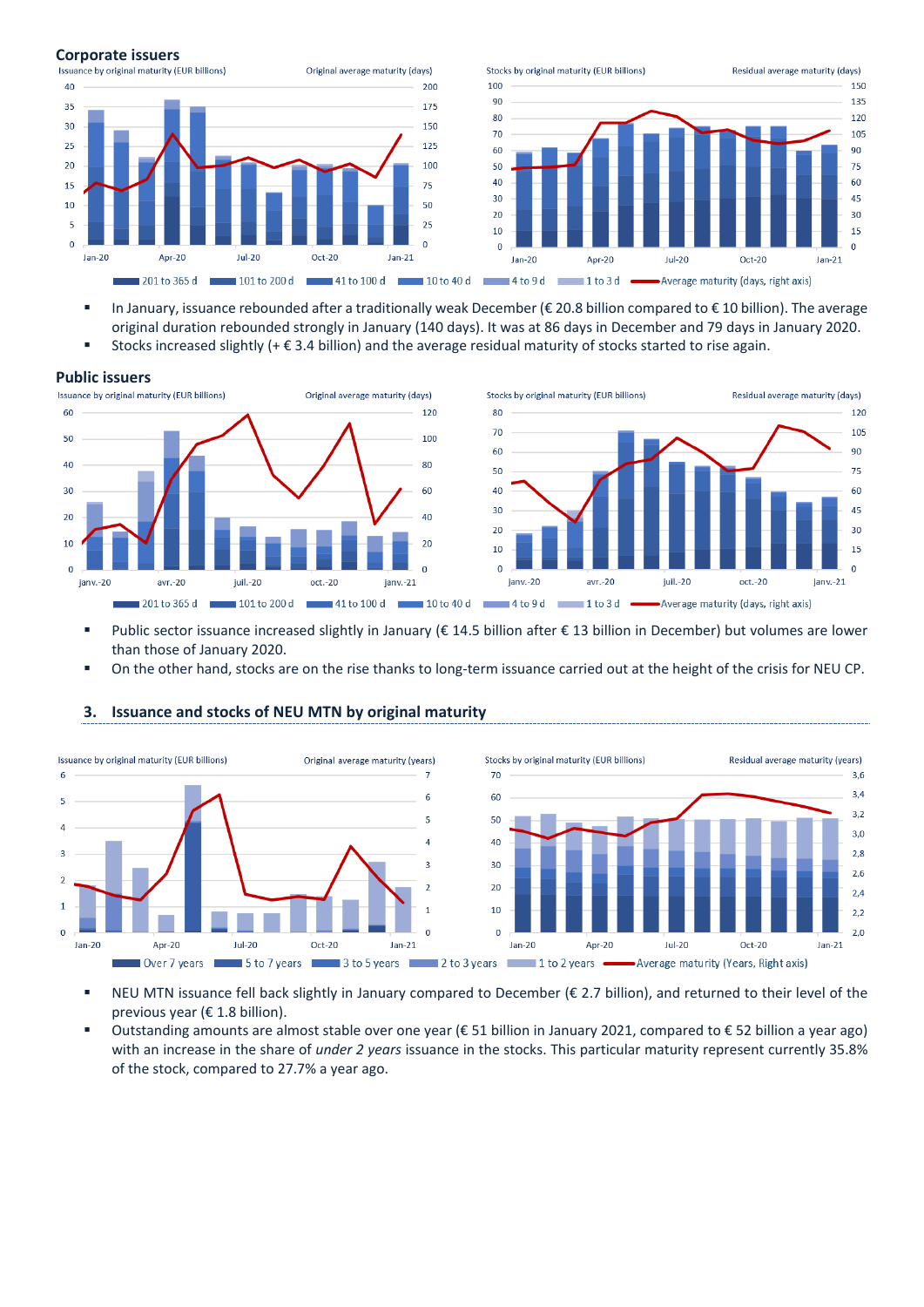### Corporate issuers

- In January, issuance rebounded after a traditionally weak December (€ 20.8 billion compared to € 10 billion). The average original duration rebounded strongly in January (140 days). It was at 86 days in December and 79 days in January 2020.
- Stocks increased slightly (+ € 3.4 billion) and the average residual maturity of stocks started to rise again.

### Public issuers

- Public sector issuance increased slightly in January (€ 14.5 billion after € 13 billion in December) but volumes are lower than those of January 2020.
- On the other hand, stocks are on the rise thanks to long-term issuance carried out at the height of the crisis for NEU CP.

## 3. Issuance and stocks of NEU MTN by original maturity

- NEU MTN issuance fell back slightly in January compared to December (€ 2.7 billion), and returned to their level of the previous year (€ 1.8 billion).
- Outstanding amounts are almost stable over one year (€ 51 billion in January 2021, compared to € 52 billion a year ago) with an increase in the share of *under 2 years* issuance in the stocks. This particular maturity represent currently 35.8% of the stock, compared to 27.7% a year ago.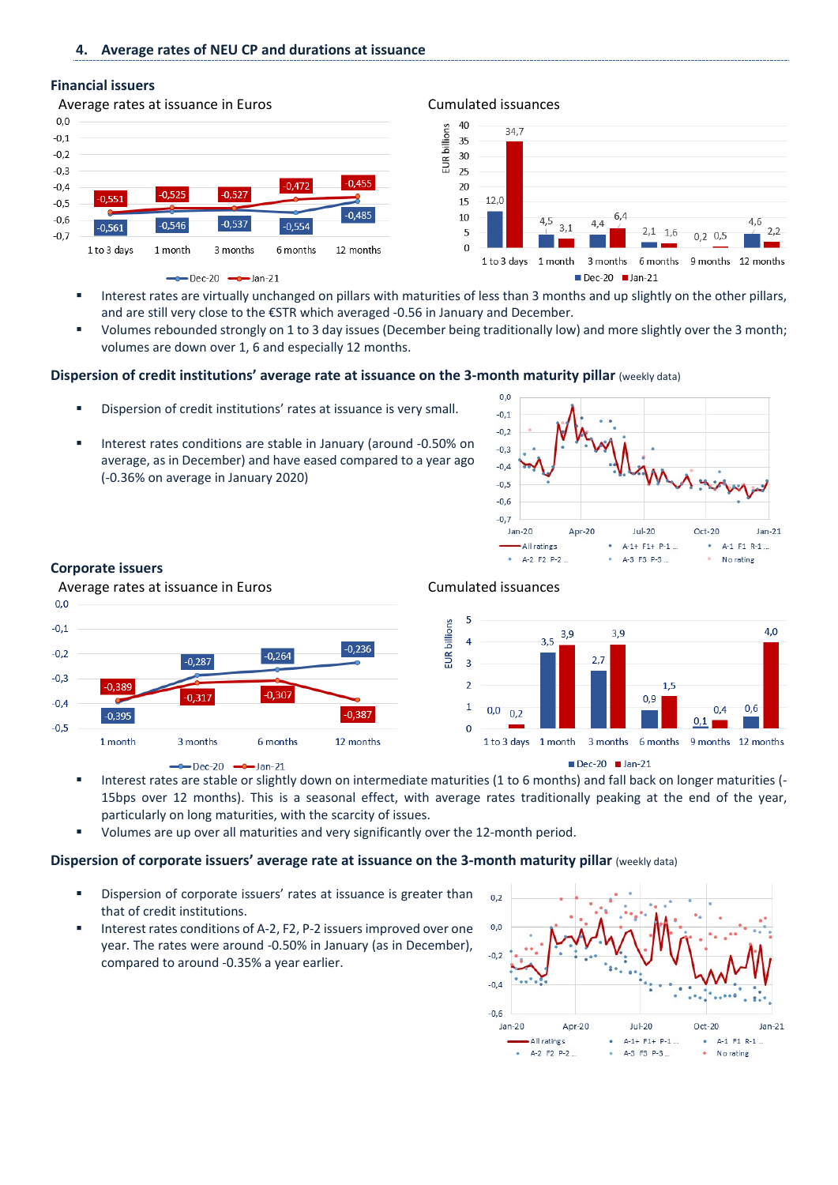## 4. Average rates of NEU CP and durations at issuance

### Financial issuers

Average rates at issuance in Euros

| | 1 to 3 days | 1 month | 3 months | 6 months | 12 months |
|---|---|---|---|---|---|
| Dec-20 | -0,561 | -0,546 | -0,537 | -0,554 | -0,485 |
| Jan-21 | -0,551 | -0,525 | -0,527 | -0,472 | -0,455 |

Cumulated issuances (EUR billions)

| | 1 to 3 days | 1 month | 3 months | 6 months | 9 months | 12 months |
|---|---|---|---|---|---|---|
| Dec-20 | 12,0 | 4,5 | 4,4 | 2,1 | 0,2 | 4,6 |
| Jan-21 | 34,7 | 3,1 | 6,4 | 1,6 | 0,5 | 2,2 |

- Interest rates are virtually unchanged on pillars with maturities of less than 3 months and up slightly on the other pillars, and are still very close to the €STR which averaged -0.56 in January and December.
- Volumes rebounded strongly on 1 to 3 day issues (December being traditionally low) and more slightly over the 3 month; volumes are down over 1, 6 and especially 12 months.

### Dispersion of credit institutions' average rate at issuance on the 3-month maturity pillar (weekly data)

- Dispersion of credit institutions' rates at issuance is very small.
- Interest rates conditions are stable in January (around -0.50% on average, as in December) and have eased compared to a year ago (-0.36% on average in January 2020)

### Corporate issuers

Average rates at issuance in Euros

| | 1 month | 3 months | 6 months | 12 months |
|---|---|---|---|---|
| Dec-20 | -0,395 | -0,287 | -0,264 | -0,236 |
| Jan-21 | -0,389 | -0,317 | -0,307 | -0,387 |

Cumulated issuances (EUR billions)

| | 1 to 3 days | 1 month | 3 months | 6 months | 9 months | 12 months |
|---|---|---|---|---|---|---|
| Dec-20 | 0,0 | 3,5 | 2,7 | 0,9 | 0,1 | 0,6 |
| Jan-21 | 0,2 | 3,9 | 3,9 | 1,5 | 0,4 | 4,0 |

- Interest rates are stable or slightly down on intermediate maturities (1 to 6 months) and fall back on longer maturities (-15bps over 12 months). This is a seasonal effect, with average rates traditionally peaking at the end of the year, particularly on long maturities, with the scarcity of issues.
- Volumes are up over all maturities and very significantly over the 12-month period.

### Dispersion of corporate issuers' average rate at issuance on the 3-month maturity pillar (weekly data)

- Dispersion of corporate issuers' rates at issuance is greater than that of credit institutions.
- Interest rates conditions of A-2, F2, P-2 issuers improved over one year. The rates were around -0.50% in January (as in December), compared to around -0.35% a year earlier.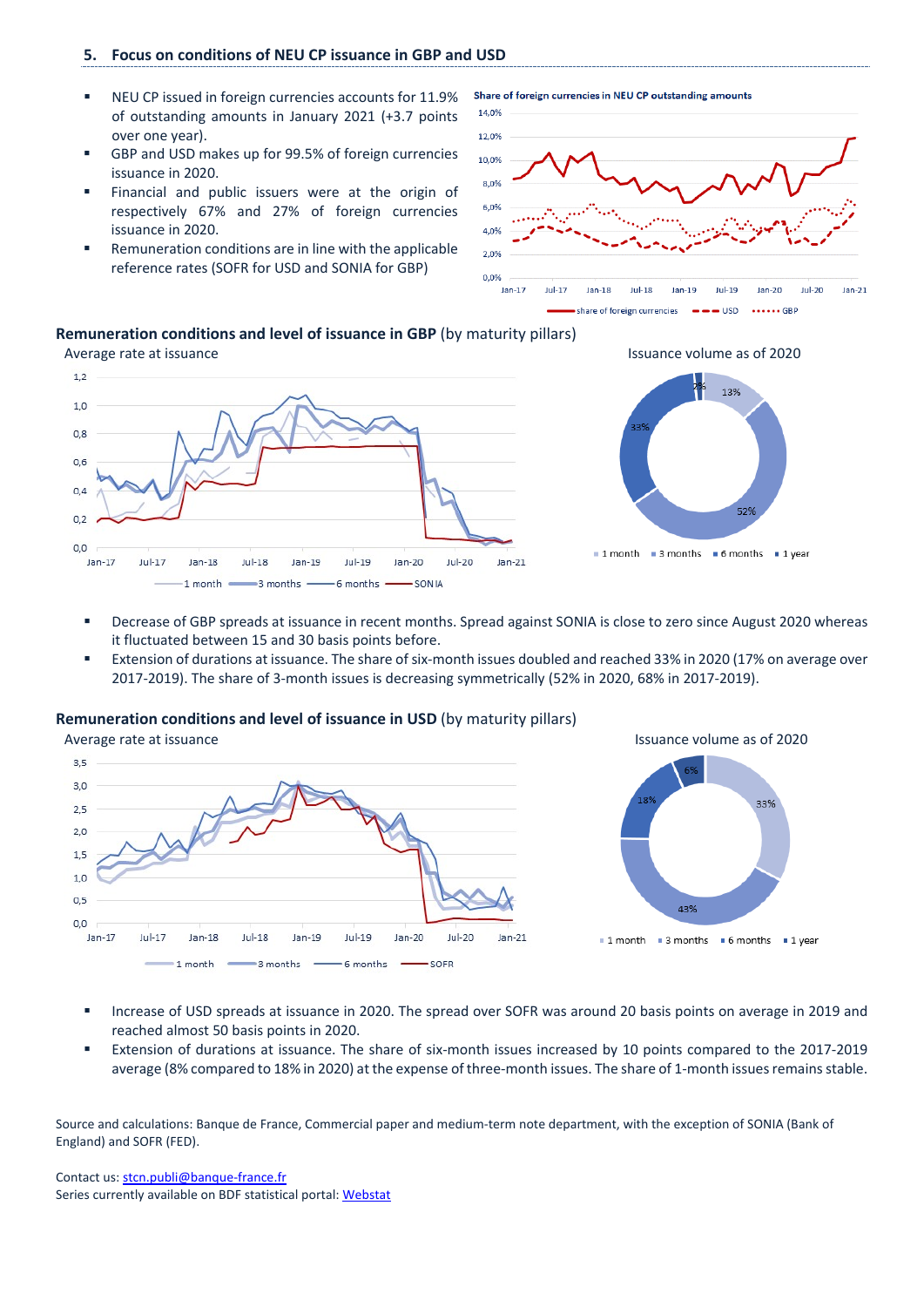## 5. Focus on conditions of NEU CP issuance in GBP and USD

- NEU CP issued in foreign currencies accounts for 11.9% of outstanding amounts in January 2021 (+3.7 points over one year).
- GBP and USD makes up for 99.5% of foreign currencies issuance in 2020.
- Financial and public issuers were at the origin of respectively 67% and 27% of foreign currencies issuance in 2020.
- Remuneration conditions are in line with the applicable reference rates (SOFR for USD and SONIA for GBP)

**Share of foreign currencies in NEU CP outstanding amounts**

14,0%
12,0%
10,0%
8,0%
6,0%
4,0%
2,0%
0,0%

Jan-17 Jul-17 Jan-18 Jul-18 Jan-19 Jul-19 Jan-20 Jul-20 Jan-21

share of foreign currencies — USD — GBP

### Remuneration conditions and level of issuance in GBP (by maturity pillars)

Average rate at issuance

1,2
1,0
0,8
0,6
0,4
0,2
0,0

Jan-17 Jul-17 Jan-18 Jul-18 Jan-19 Jul-19 Jan-20 Jul-20 Jan-21

1 month — 3 months — 6 months — SONIA

Issuance volume as of 2020

2%
13%
33%
52%

1 month ▪ 3 months ▪ 6 months ▪ 1 year

- Decrease of GBP spreads at issuance in recent months. Spread against SONIA is close to zero since August 2020 whereas it fluctuated between 15 and 30 basis points before.
- Extension of durations at issuance. The share of six-month issues doubled and reached 33% in 2020 (17% on average over 2017-2019). The share of 3-month issues is decreasing symmetrically (52% in 2020, 68% in 2017-2019).

### Remuneration conditions and level of issuance in USD (by maturity pillars)

Average rate at issuance

3,5
3,0
2,5
2,0
1,5
1,0
0,5
0,0

Jan-17 Jul-17 Jan-18 Jul-18 Jan-19 Jul-19 Jan-20 Jul-20 Jan-21

1 month — 3 months — 6 months — SOFR

Issuance volume as of 2020

6%
18%
33%
43%

1 month ▪ 3 months ▪ 6 months ▪ 1 year

- Increase of USD spreads at issuance in 2020. The spread over SOFR was around 20 basis points on average in 2019 and reached almost 50 basis points in 2020.
- Extension of durations at issuance. The share of six-month issues increased by 10 points compared to the 2017-2019 average (8% compared to 18% in 2020) at the expense of three-month issues. The share of 1-month issues remains stable.

Source and calculations: Banque de France, Commercial paper and medium-term note department, with the exception of SONIA (Bank of England) and SOFR (FED).

Contact us: stcn.publi@banque-france.fr
Series currently available on BDF statistical portal: Webstat